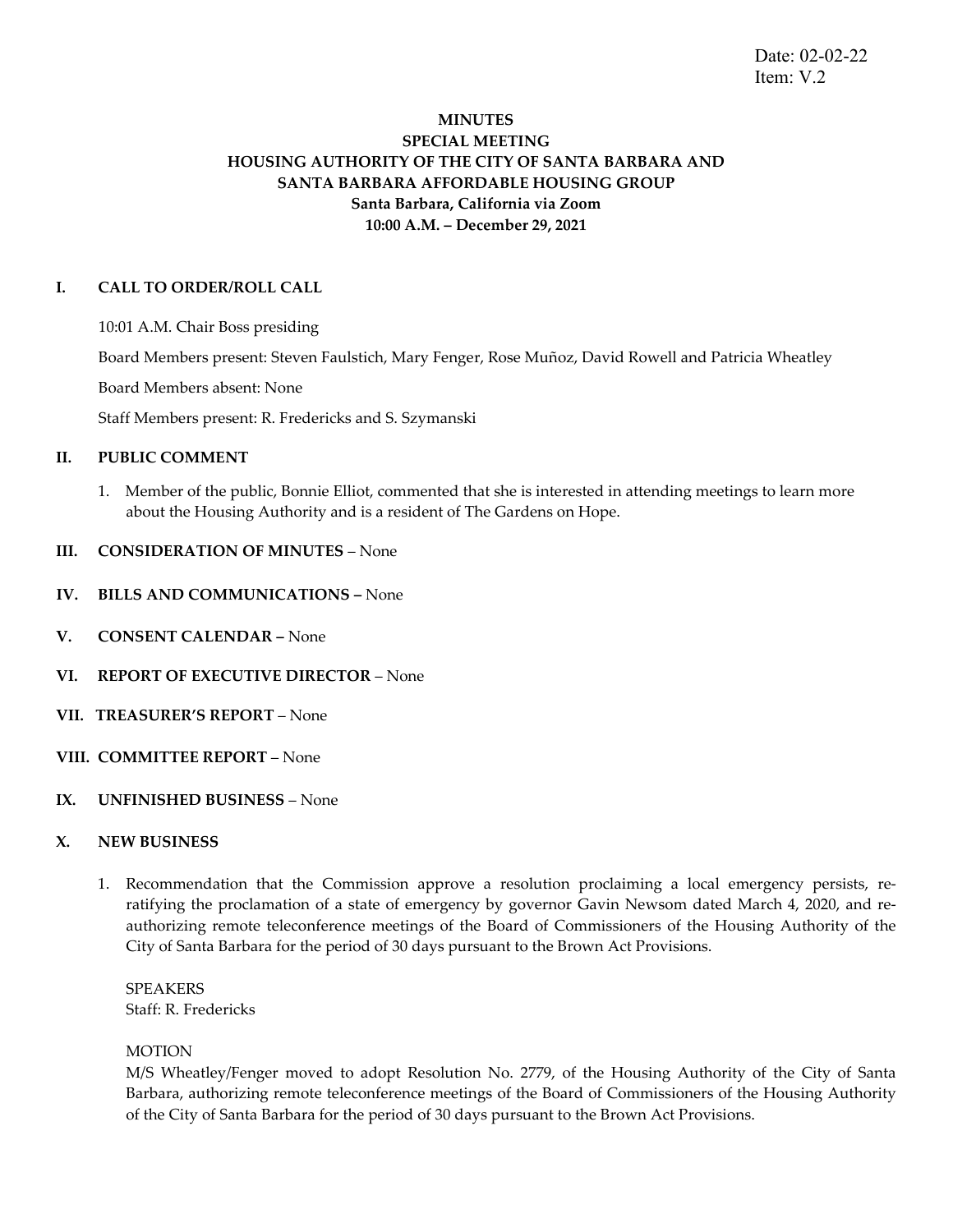Date: 02-02-22
Item: V.2

# MINUTES
## SPECIAL MEETING
## HOUSING AUTHORITY OF THE CITY OF SANTA BARBARA AND SANTA BARBARA AFFORDABLE HOUSING GROUP
**Santa Barbara, California via Zoom**
**10:00 A.M. – December 29, 2021**

### I. CALL TO ORDER/ROLL CALL

10:01 A.M. Chair Boss presiding

Board Members present: Steven Faulstich, Mary Fenger, Rose Muñoz, David Rowell and Patricia Wheatley

Board Members absent: None

Staff Members present: R. Fredericks and S. Szymanski

### II. PUBLIC COMMENT

1. Member of the public, Bonnie Elliot, commented that she is interested in attending meetings to learn more about the Housing Authority and is a resident of The Gardens on Hope.

### III. CONSIDERATION OF MINUTES – None

### IV. BILLS AND COMMUNICATIONS – None

### V. CONSENT CALENDAR – None

### VI. REPORT OF EXECUTIVE DIRECTOR – None

### VII. TREASURER'S REPORT – None

### VIII. COMMITTEE REPORT – None

### IX. UNFINISHED BUSINESS – None

### X. NEW BUSINESS

1. Recommendation that the Commission approve a resolution proclaiming a local emergency persists, re-ratifying the proclamation of a state of emergency by governor Gavin Newsom dated March 4, 2020, and re-authorizing remote teleconference meetings of the Board of Commissioners of the Housing Authority of the City of Santa Barbara for the period of 30 days pursuant to the Brown Act Provisions.

   SPEAKERS
   Staff: R. Fredericks

   MOTION
   M/S Wheatley/Fenger moved to adopt Resolution No. 2779, of the Housing Authority of the City of Santa Barbara, authorizing remote teleconference meetings of the Board of Commissioners of the Housing Authority of the City of Santa Barbara for the period of 30 days pursuant to the Brown Act Provisions.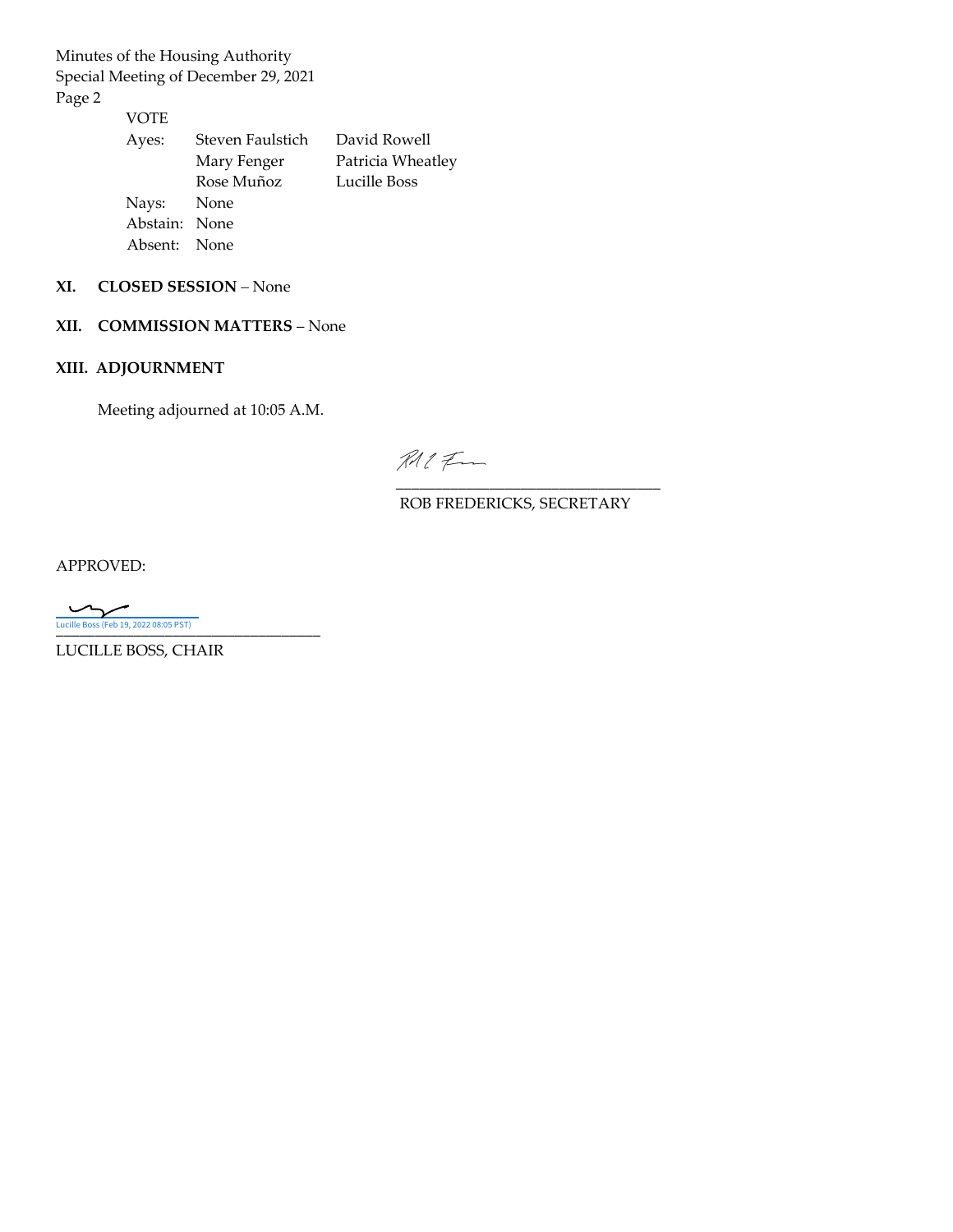VOTE

| | | |
|---|---|---|
| Ayes: | Steven Faulstich | David Rowell |
| | Mary Fenger | Patricia Wheatley |
| | Rose Muñoz | Lucille Boss |
| Nays: | None | |
| Abstain: | None | |
| Absent: | None | |

## XI. CLOSED SESSION – None

## XII. COMMISSION MATTERS – None

## XIII. ADJOURNMENT

Meeting adjourned at 10:05 A.M.

\_\_\_\_\_\_\_\_\_\_\_\_\_\_\_\_\_\_\_\_\_\_\_\_\_\_\_\_\_\_\_\_\_\_\_

ROB FREDERICKS, SECRETARY

APPROVED:

Lucille Boss (Feb 19, 2022 08:05 PST)

\_\_\_\_\_\_\_\_\_\_\_\_\_\_\_\_\_\_\_\_\_\_\_\_\_\_\_\_\_\_\_\_\_\_\_

LUCILLE BOSS, CHAIR